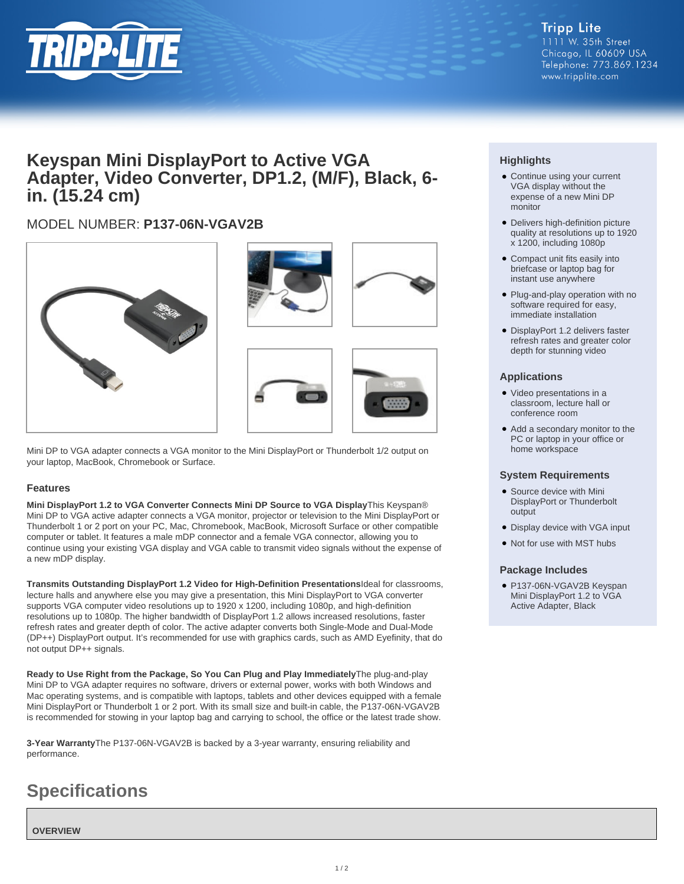Tripp Lite
1111 W. 35th Street
Chicago, IL 60609 USA
Telephone: 773.869.1234
www.tripplite.com

# Keyspan Mini DisplayPort to Active VGA Adapter, Video Converter, DP1.2, (M/F), Black, 6-in. (15.24 cm)

MODEL NUMBER: **P137-06N-VGAV2B**

Mini DP to VGA adapter connects a VGA monitor to the Mini DisplayPort or Thunderbolt 1/2 output on your laptop, MacBook, Chromebook or Surface.

## Features

**Mini DisplayPort 1.2 to VGA Converter Connects Mini DP Source to VGA Display** This Keyspan® Mini DP to VGA active adapter connects a VGA monitor, projector or television to the Mini DisplayPort or Thunderbolt 1 or 2 port on your PC, Mac, Chromebook, MacBook, Microsoft Surface or other compatible computer or tablet. It features a male mDP connector and a female VGA connector, allowing you to continue using your existing VGA display and VGA cable to transmit video signals without the expense of a new mDP display.

**Transmits Outstanding DisplayPort 1.2 Video for High-Definition Presentations** Ideal for classrooms, lecture halls and anywhere else you may give a presentation, this Mini DisplayPort to VGA converter supports VGA computer video resolutions up to 1920 x 1200, including 1080p, and high-definition resolutions up to 1080p. The higher bandwidth of DisplayPort 1.2 allows increased resolutions, faster refresh rates and greater depth of color. The active adapter converts both Single-Mode and Dual-Mode (DP++) DisplayPort output. It's recommended for use with graphics cards, such as AMD Eyefinity, that do not output DP++ signals.

**Ready to Use Right from the Package, So You Can Plug and Play Immediately** The plug-and-play Mini DP to VGA adapter requires no software, drivers or external power, works with both Windows and Mac operating systems, and is compatible with laptops, tablets and other devices equipped with a female Mini DisplayPort or Thunderbolt 1 or 2 port. With its small size and built-in cable, the P137-06N-VGAV2B is recommended for stowing in your laptop bag and carrying to school, the office or the latest trade show.

**3-Year Warranty** The P137-06N-VGAV2B is backed by a 3-year warranty, ensuring reliability and performance.

## Highlights

- Continue using your current VGA display without the expense of a new Mini DP monitor
- Delivers high-definition picture quality at resolutions up to 1920 x 1200, including 1080p
- Compact unit fits easily into briefcase or laptop bag for instant use anywhere
- Plug-and-play operation with no software required for easy, immediate installation
- DisplayPort 1.2 delivers faster refresh rates and greater color depth for stunning video

## Applications

- Video presentations in a classroom, lecture hall or conference room
- Add a secondary monitor to the PC or laptop in your office or home workspace

## System Requirements

- Source device with Mini DisplayPort or Thunderbolt output
- Display device with VGA input
- Not for use with MST hubs

## Package Includes

- P137-06N-VGAV2B Keyspan Mini DisplayPort 1.2 to VGA Active Adapter, Black

# Specifications

**OVERVIEW**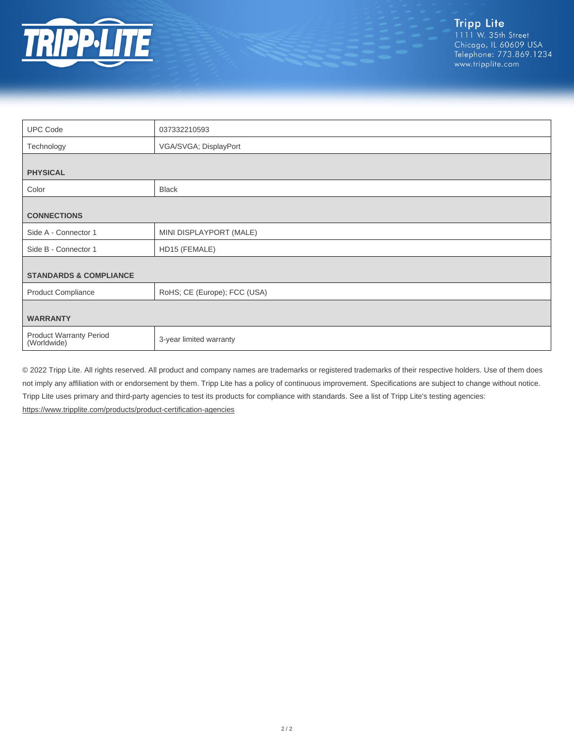| | |
|---|---|
| UPC Code | 037332210593 |
| Technology | VGA/SVGA; DisplayPort |
| **PHYSICAL** | |
| Color | Black |
| **CONNECTIONS** | |
| Side A - Connector 1 | MINI DISPLAYPORT (MALE) |
| Side B - Connector 1 | HD15 (FEMALE) |
| **STANDARDS & COMPLIANCE** | |
| Product Compliance | RoHS; CE (Europe); FCC (USA) |
| **WARRANTY** | |
| Product Warranty Period (Worldwide) | 3-year limited warranty |

© 2022 Tripp Lite. All rights reserved. All product and company names are trademarks or registered trademarks of their respective holders. Use of them does not imply any affiliation with or endorsement by them. Tripp Lite has a policy of continuous improvement. Specifications are subject to change without notice. Tripp Lite uses primary and third-party agencies to test its products for compliance with standards. See a list of Tripp Lite's testing agencies: https://www.tripplite.com/products/product-certification-agencies